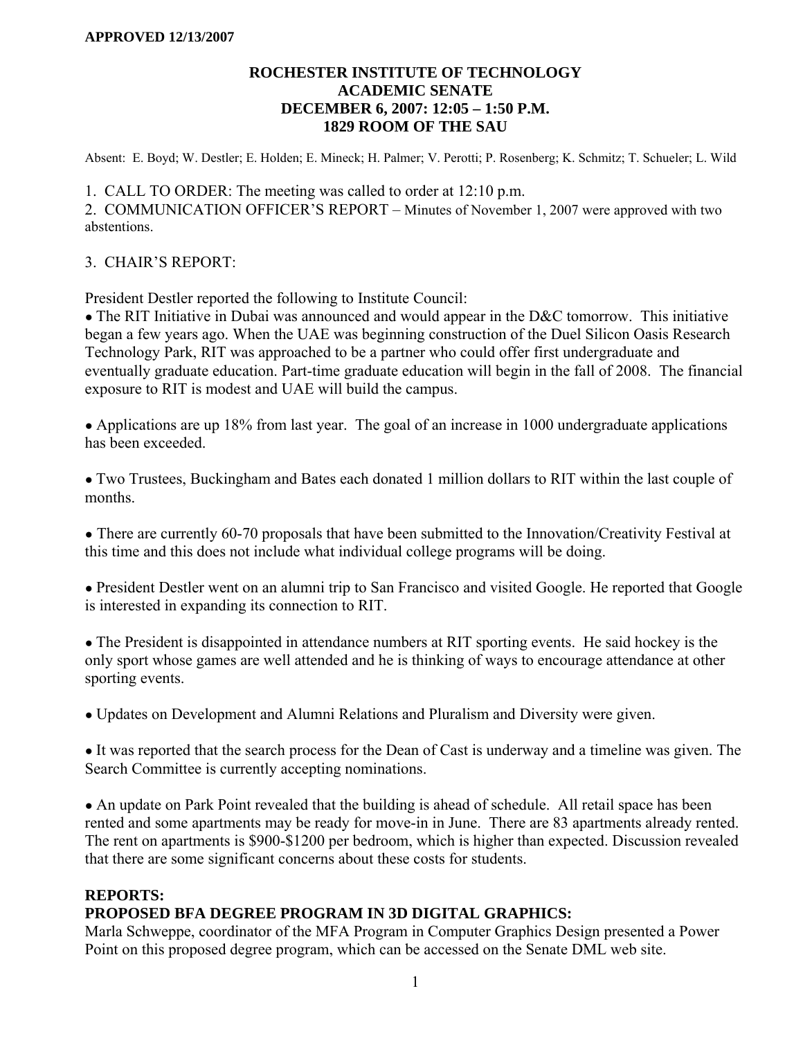**APPROVED 12/13/2007**

# ROCHESTER INSTITUTE OF TECHNOLOGY
# ACADEMIC SENATE
# DECEMBER 6, 2007: 12:05 – 1:50 P.M.
# 1829 ROOM OF THE SAU

Absent: E. Boyd; W. Destler; E. Holden; E. Mineck; H. Palmer; V. Perotti; P. Rosenberg; K. Schmitz; T. Schueler; L. Wild

1. CALL TO ORDER: The meeting was called to order at 12:10 p.m.
2. COMMUNICATION OFFICER'S REPORT – Minutes of November 1, 2007 were approved with two abstentions.

3. CHAIR'S REPORT:

President Destler reported the following to Institute Council:

- The RIT Initiative in Dubai was announced and would appear in the D&C tomorrow. This initiative began a few years ago. When the UAE was beginning construction of the Duel Silicon Oasis Research Technology Park, RIT was approached to be a partner who could offer first undergraduate and eventually graduate education. Part-time graduate education will begin in the fall of 2008. The financial exposure to RIT is modest and UAE will build the campus.

- Applications are up 18% from last year. The goal of an increase in 1000 undergraduate applications has been exceeded.

- Two Trustees, Buckingham and Bates each donated 1 million dollars to RIT within the last couple of months.

- There are currently 60-70 proposals that have been submitted to the Innovation/Creativity Festival at this time and this does not include what individual college programs will be doing.

- President Destler went on an alumni trip to San Francisco and visited Google. He reported that Google is interested in expanding its connection to RIT.

- The President is disappointed in attendance numbers at RIT sporting events. He said hockey is the only sport whose games are well attended and he is thinking of ways to encourage attendance at other sporting events.

- Updates on Development and Alumni Relations and Pluralism and Diversity were given.

- It was reported that the search process for the Dean of Cast is underway and a timeline was given. The Search Committee is currently accepting nominations.

- An update on Park Point revealed that the building is ahead of schedule. All retail space has been rented and some apartments may be ready for move-in in June. There are 83 apartments already rented. The rent on apartments is $900-$1200 per bedroom, which is higher than expected. Discussion revealed that there are some significant concerns about these costs for students.

## REPORTS:

## PROPOSED BFA DEGREE PROGRAM IN 3D DIGITAL GRAPHICS:

Marla Schweppe, coordinator of the MFA Program in Computer Graphics Design presented a Power Point on this proposed degree program, which can be accessed on the Senate DML web site.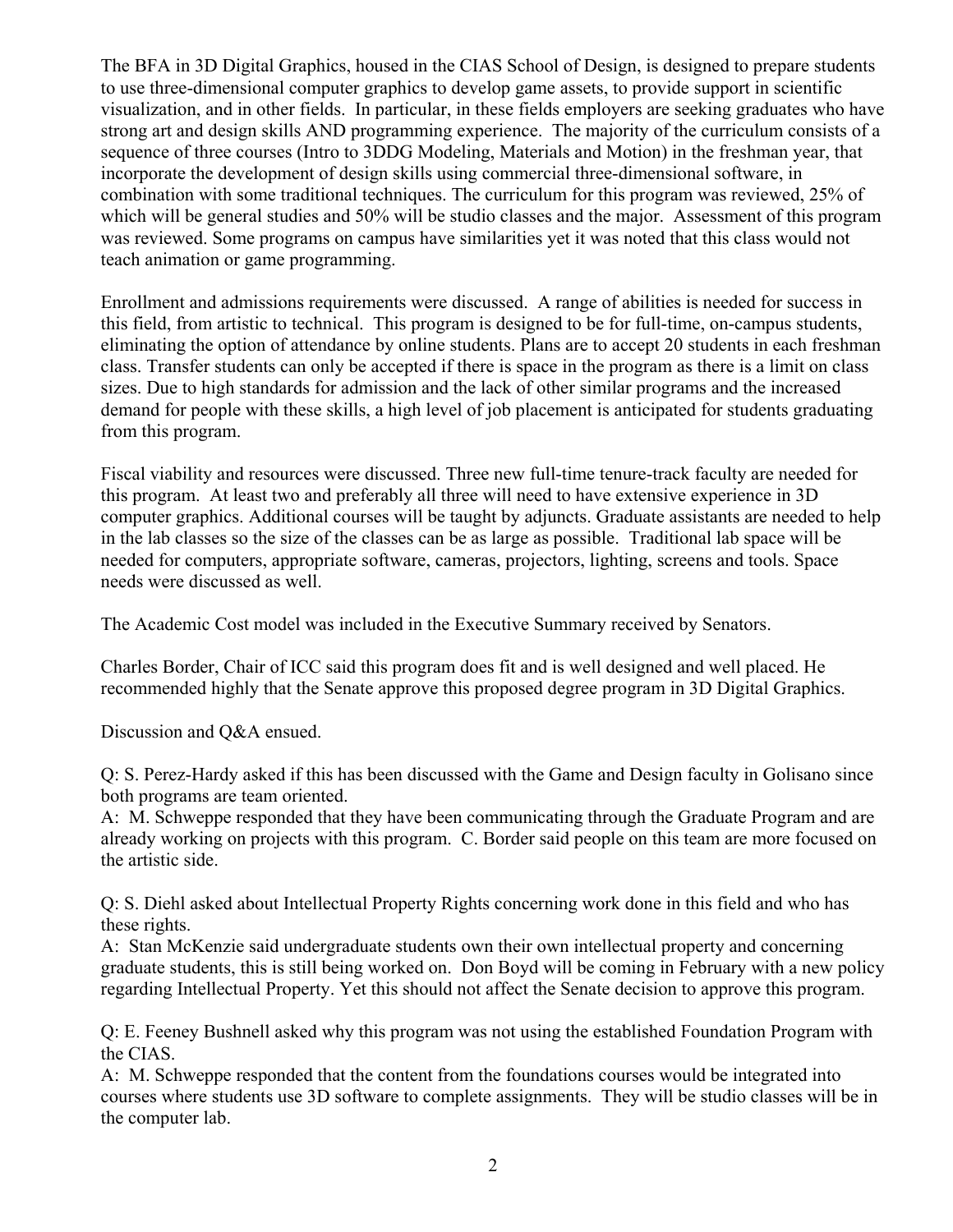The BFA in 3D Digital Graphics, housed in the CIAS School of Design, is designed to prepare students to use three-dimensional computer graphics to develop game assets, to provide support in scientific visualization, and in other fields. In particular, in these fields employers are seeking graduates who have strong art and design skills AND programming experience. The majority of the curriculum consists of a sequence of three courses (Intro to 3DDG Modeling, Materials and Motion) in the freshman year, that incorporate the development of design skills using commercial three-dimensional software, in combination with some traditional techniques. The curriculum for this program was reviewed, 25% of which will be general studies and 50% will be studio classes and the major. Assessment of this program was reviewed. Some programs on campus have similarities yet it was noted that this class would not teach animation or game programming.

Enrollment and admissions requirements were discussed. A range of abilities is needed for success in this field, from artistic to technical. This program is designed to be for full-time, on-campus students, eliminating the option of attendance by online students. Plans are to accept 20 students in each freshman class. Transfer students can only be accepted if there is space in the program as there is a limit on class sizes. Due to high standards for admission and the lack of other similar programs and the increased demand for people with these skills, a high level of job placement is anticipated for students graduating from this program.

Fiscal viability and resources were discussed. Three new full-time tenure-track faculty are needed for this program. At least two and preferably all three will need to have extensive experience in 3D computer graphics. Additional courses will be taught by adjuncts. Graduate assistants are needed to help in the lab classes so the size of the classes can be as large as possible. Traditional lab space will be needed for computers, appropriate software, cameras, projectors, lighting, screens and tools. Space needs were discussed as well.

The Academic Cost model was included in the Executive Summary received by Senators.

Charles Border, Chair of ICC said this program does fit and is well designed and well placed. He recommended highly that the Senate approve this proposed degree program in 3D Digital Graphics.

Discussion and Q&A ensued.

Q: S. Perez-Hardy asked if this has been discussed with the Game and Design faculty in Golisano since both programs are team oriented.
A: M. Schweppe responded that they have been communicating through the Graduate Program and are already working on projects with this program. C. Border said people on this team are more focused on the artistic side.

Q: S. Diehl asked about Intellectual Property Rights concerning work done in this field and who has these rights.
A: Stan McKenzie said undergraduate students own their own intellectual property and concerning graduate students, this is still being worked on. Don Boyd will be coming in February with a new policy regarding Intellectual Property. Yet this should not affect the Senate decision to approve this program.

Q: E. Feeney Bushnell asked why this program was not using the established Foundation Program with the CIAS.
A: M. Schweppe responded that the content from the foundations courses would be integrated into courses where students use 3D software to complete assignments. They will be studio classes will be in the computer lab.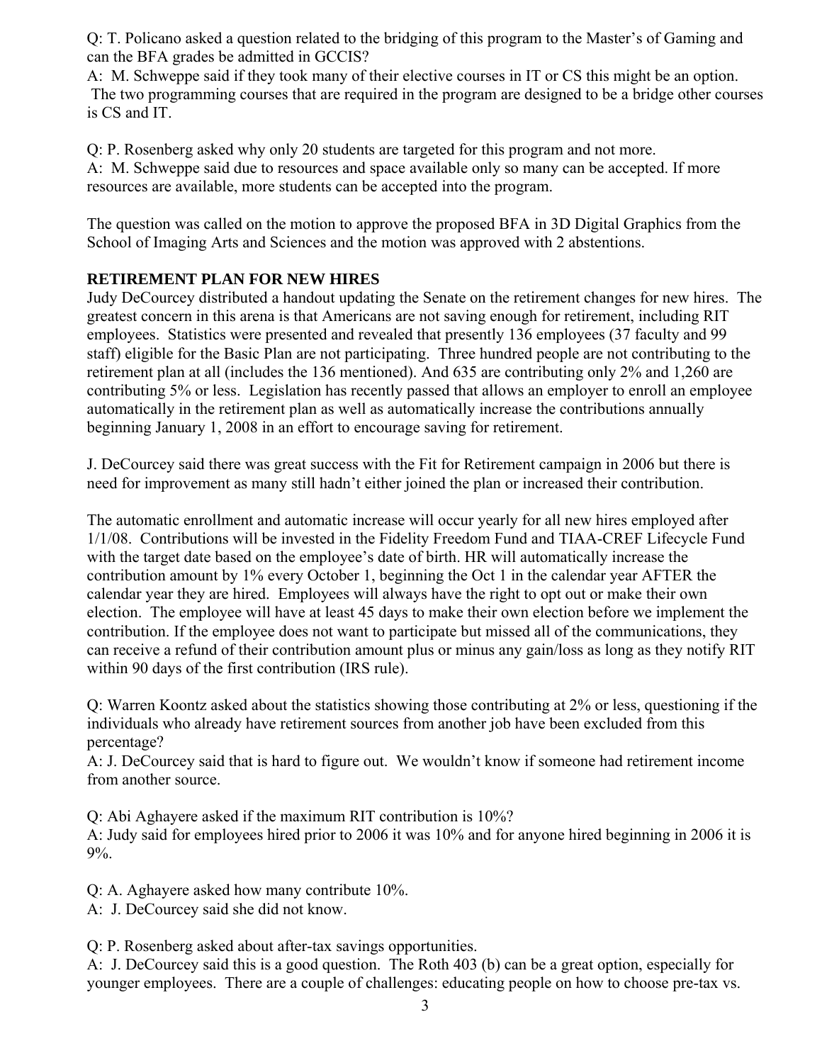Q: T. Policano asked a question related to the bridging of this program to the Master's of Gaming and can the BFA grades be admitted in GCCIS?
A: M. Schweppe said if they took many of their elective courses in IT or CS this might be an option. The two programming courses that are required in the program are designed to be a bridge other courses is CS and IT.

Q: P. Rosenberg asked why only 20 students are targeted for this program and not more.
A: M. Schweppe said due to resources and space available only so many can be accepted. If more resources are available, more students can be accepted into the program.

The question was called on the motion to approve the proposed BFA in 3D Digital Graphics from the School of Imaging Arts and Sciences and the motion was approved with 2 abstentions.

**RETIREMENT PLAN FOR NEW HIRES**

Judy DeCourcey distributed a handout updating the Senate on the retirement changes for new hires. The greatest concern in this arena is that Americans are not saving enough for retirement, including RIT employees. Statistics were presented and revealed that presently 136 employees (37 faculty and 99 staff) eligible for the Basic Plan are not participating. Three hundred people are not contributing to the retirement plan at all (includes the 136 mentioned). And 635 are contributing only 2% and 1,260 are contributing 5% or less. Legislation has recently passed that allows an employer to enroll an employee automatically in the retirement plan as well as automatically increase the contributions annually beginning January 1, 2008 in an effort to encourage saving for retirement.

J. DeCourcey said there was great success with the Fit for Retirement campaign in 2006 but there is need for improvement as many still hadn't either joined the plan or increased their contribution.

The automatic enrollment and automatic increase will occur yearly for all new hires employed after 1/1/08. Contributions will be invested in the Fidelity Freedom Fund and TIAA-CREF Lifecycle Fund with the target date based on the employee's date of birth. HR will automatically increase the contribution amount by 1% every October 1, beginning the Oct 1 in the calendar year AFTER the calendar year they are hired. Employees will always have the right to opt out or make their own election. The employee will have at least 45 days to make their own election before we implement the contribution. If the employee does not want to participate but missed all of the communications, they can receive a refund of their contribution amount plus or minus any gain/loss as long as they notify RIT within 90 days of the first contribution (IRS rule).

Q: Warren Koontz asked about the statistics showing those contributing at 2% or less, questioning if the individuals who already have retirement sources from another job have been excluded from this percentage?
A: J. DeCourcey said that is hard to figure out. We wouldn't know if someone had retirement income from another source.

Q: Abi Aghayere asked if the maximum RIT contribution is 10%?
A: Judy said for employees hired prior to 2006 it was 10% and for anyone hired beginning in 2006 it is 9%.

Q: A. Aghayere asked how many contribute 10%.
A: J. DeCourcey said she did not know.

Q: P. Rosenberg asked about after-tax savings opportunities.
A: J. DeCourcey said this is a good question. The Roth 403 (b) can be a great option, especially for younger employees. There are a couple of challenges: educating people on how to choose pre-tax vs.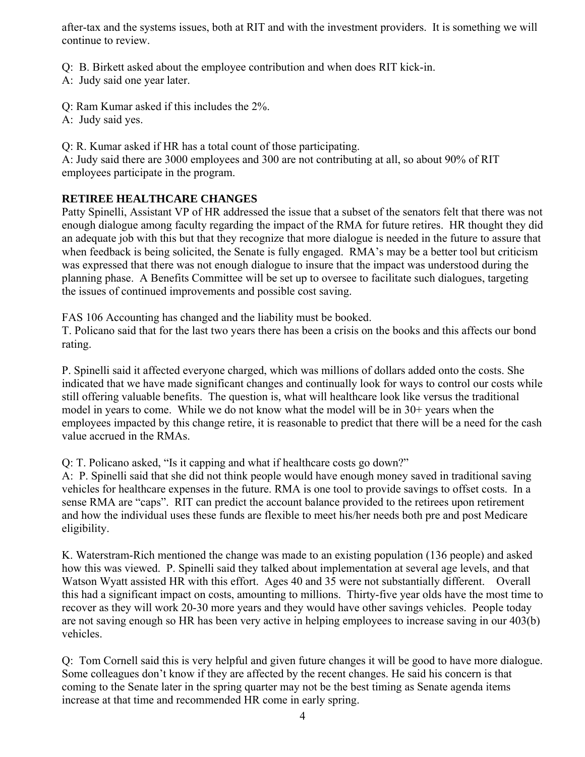after-tax and the systems issues, both at RIT and with the investment providers. It is something we will continue to review.

Q: B. Birkett asked about the employee contribution and when does RIT kick-in.
A: Judy said one year later.

Q: Ram Kumar asked if this includes the 2%.
A: Judy said yes.

Q: R. Kumar asked if HR has a total count of those participating.
A: Judy said there are 3000 employees and 300 are not contributing at all, so about 90% of RIT employees participate in the program.

**RETIREE HEALTHCARE CHANGES**

Patty Spinelli, Assistant VP of HR addressed the issue that a subset of the senators felt that there was not enough dialogue among faculty regarding the impact of the RMA for future retires. HR thought they did an adequate job with this but that they recognize that more dialogue is needed in the future to assure that when feedback is being solicited, the Senate is fully engaged. RMA's may be a better tool but criticism was expressed that there was not enough dialogue to insure that the impact was understood during the planning phase. A Benefits Committee will be set up to oversee to facilitate such dialogues, targeting the issues of continued improvements and possible cost saving.

FAS 106 Accounting has changed and the liability must be booked.
T. Policano said that for the last two years there has been a crisis on the books and this affects our bond rating.

P. Spinelli said it affected everyone charged, which was millions of dollars added onto the costs. She indicated that we have made significant changes and continually look for ways to control our costs while still offering valuable benefits. The question is, what will healthcare look like versus the traditional model in years to come. While we do not know what the model will be in 30+ years when the employees impacted by this change retire, it is reasonable to predict that there will be a need for the cash value accrued in the RMAs.

Q: T. Policano asked, "Is it capping and what if healthcare costs go down?"
A: P. Spinelli said that she did not think people would have enough money saved in traditional saving vehicles for healthcare expenses in the future. RMA is one tool to provide savings to offset costs. In a sense RMA are "caps". RIT can predict the account balance provided to the retirees upon retirement and how the individual uses these funds are flexible to meet his/her needs both pre and post Medicare eligibility.

K. Waterstram-Rich mentioned the change was made to an existing population (136 people) and asked how this was viewed. P. Spinelli said they talked about implementation at several age levels, and that Watson Wyatt assisted HR with this effort. Ages 40 and 35 were not substantially different. Overall this had a significant impact on costs, amounting to millions. Thirty-five year olds have the most time to recover as they will work 20-30 more years and they would have other savings vehicles. People today are not saving enough so HR has been very active in helping employees to increase saving in our 403(b) vehicles.

Q: Tom Cornell said this is very helpful and given future changes it will be good to have more dialogue. Some colleagues don't know if they are affected by the recent changes. He said his concern is that coming to the Senate later in the spring quarter may not be the best timing as Senate agenda items increase at that time and recommended HR come in early spring.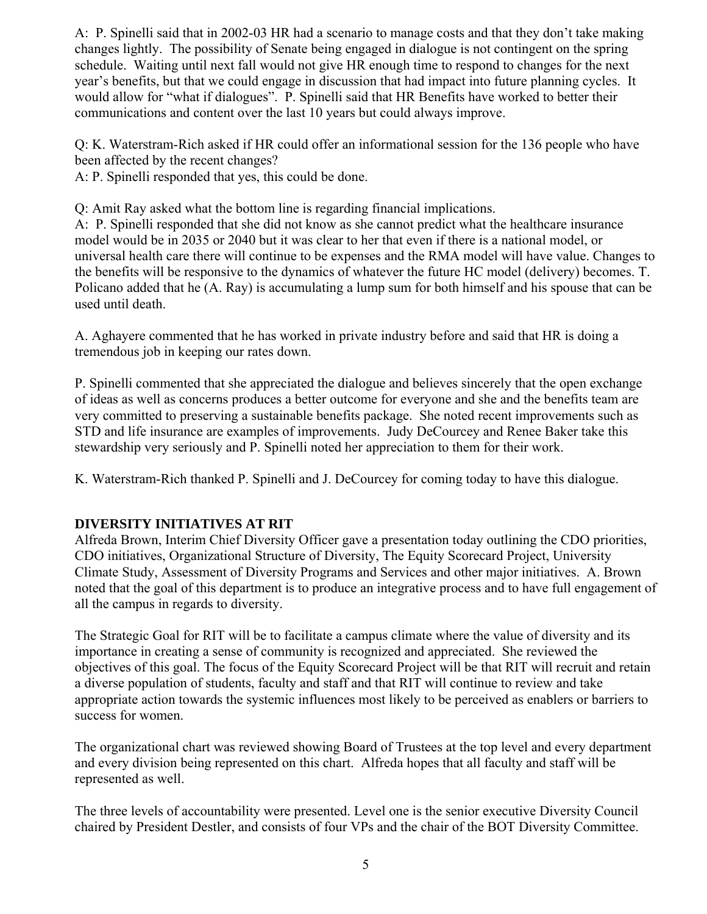A: P. Spinelli said that in 2002-03 HR had a scenario to manage costs and that they don't take making changes lightly. The possibility of Senate being engaged in dialogue is not contingent on the spring schedule. Waiting until next fall would not give HR enough time to respond to changes for the next year's benefits, but that we could engage in discussion that had impact into future planning cycles. It would allow for "what if dialogues". P. Spinelli said that HR Benefits have worked to better their communications and content over the last 10 years but could always improve.

Q: K. Waterstram-Rich asked if HR could offer an informational session for the 136 people who have been affected by the recent changes?
A: P. Spinelli responded that yes, this could be done.

Q: Amit Ray asked what the bottom line is regarding financial implications.
A: P. Spinelli responded that she did not know as she cannot predict what the healthcare insurance model would be in 2035 or 2040 but it was clear to her that even if there is a national model, or universal health care there will continue to be expenses and the RMA model will have value. Changes to the benefits will be responsive to the dynamics of whatever the future HC model (delivery) becomes. T. Policano added that he (A. Ray) is accumulating a lump sum for both himself and his spouse that can be used until death.

A. Aghayere commented that he has worked in private industry before and said that HR is doing a tremendous job in keeping our rates down.

P. Spinelli commented that she appreciated the dialogue and believes sincerely that the open exchange of ideas as well as concerns produces a better outcome for everyone and she and the benefits team are very committed to preserving a sustainable benefits package. She noted recent improvements such as STD and life insurance are examples of improvements. Judy DeCourcey and Renee Baker take this stewardship very seriously and P. Spinelli noted her appreciation to them for their work.

K. Waterstram-Rich thanked P. Spinelli and J. DeCourcey for coming today to have this dialogue.

## DIVERSITY INITIATIVES AT RIT

Alfreda Brown, Interim Chief Diversity Officer gave a presentation today outlining the CDO priorities, CDO initiatives, Organizational Structure of Diversity, The Equity Scorecard Project, University Climate Study, Assessment of Diversity Programs and Services and other major initiatives. A. Brown noted that the goal of this department is to produce an integrative process and to have full engagement of all the campus in regards to diversity.

The Strategic Goal for RIT will be to facilitate a campus climate where the value of diversity and its importance in creating a sense of community is recognized and appreciated. She reviewed the objectives of this goal. The focus of the Equity Scorecard Project will be that RIT will recruit and retain a diverse population of students, faculty and staff and that RIT will continue to review and take appropriate action towards the systemic influences most likely to be perceived as enablers or barriers to success for women.

The organizational chart was reviewed showing Board of Trustees at the top level and every department and every division being represented on this chart. Alfreda hopes that all faculty and staff will be represented as well.

The three levels of accountability were presented. Level one is the senior executive Diversity Council chaired by President Destler, and consists of four VPs and the chair of the BOT Diversity Committee.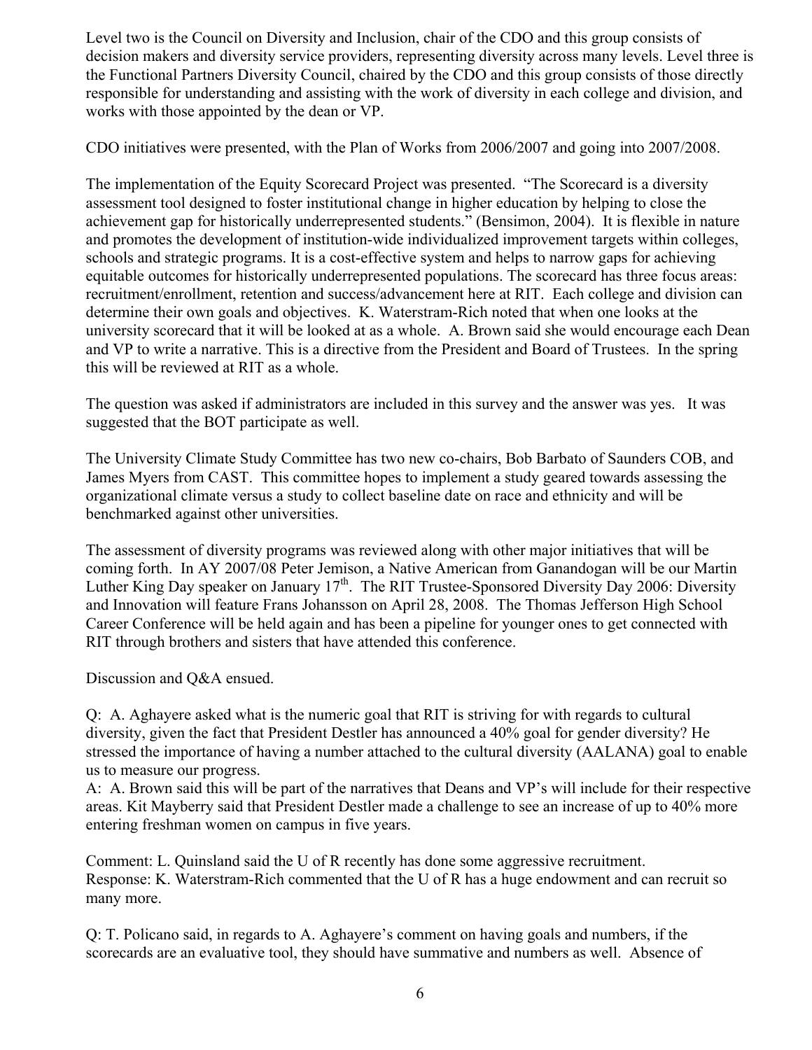Level two is the Council on Diversity and Inclusion, chair of the CDO and this group consists of decision makers and diversity service providers, representing diversity across many levels. Level three is the Functional Partners Diversity Council, chaired by the CDO and this group consists of those directly responsible for understanding and assisting with the work of diversity in each college and division, and works with those appointed by the dean or VP.

CDO initiatives were presented, with the Plan of Works from 2006/2007 and going into 2007/2008.

The implementation of the Equity Scorecard Project was presented. "The Scorecard is a diversity assessment tool designed to foster institutional change in higher education by helping to close the achievement gap for historically underrepresented students." (Bensimon, 2004). It is flexible in nature and promotes the development of institution-wide individualized improvement targets within colleges, schools and strategic programs. It is a cost-effective system and helps to narrow gaps for achieving equitable outcomes for historically underrepresented populations. The scorecard has three focus areas: recruitment/enrollment, retention and success/advancement here at RIT. Each college and division can determine their own goals and objectives. K. Waterstram-Rich noted that when one looks at the university scorecard that it will be looked at as a whole. A. Brown said she would encourage each Dean and VP to write a narrative. This is a directive from the President and Board of Trustees. In the spring this will be reviewed at RIT as a whole.

The question was asked if administrators are included in this survey and the answer was yes. It was suggested that the BOT participate as well.

The University Climate Study Committee has two new co-chairs, Bob Barbato of Saunders COB, and James Myers from CAST. This committee hopes to implement a study geared towards assessing the organizational climate versus a study to collect baseline date on race and ethnicity and will be benchmarked against other universities.

The assessment of diversity programs was reviewed along with other major initiatives that will be coming forth. In AY 2007/08 Peter Jemison, a Native American from Ganandogan will be our Martin Luther King Day speaker on January 17th. The RIT Trustee-Sponsored Diversity Day 2006: Diversity and Innovation will feature Frans Johansson on April 28, 2008. The Thomas Jefferson High School Career Conference will be held again and has been a pipeline for younger ones to get connected with RIT through brothers and sisters that have attended this conference.

Discussion and Q&A ensued.

Q: A. Aghayere asked what is the numeric goal that RIT is striving for with regards to cultural diversity, given the fact that President Destler has announced a 40% goal for gender diversity? He stressed the importance of having a number attached to the cultural diversity (AALANA) goal to enable us to measure our progress.
A: A. Brown said this will be part of the narratives that Deans and VP's will include for their respective areas. Kit Mayberry said that President Destler made a challenge to see an increase of up to 40% more entering freshman women on campus in five years.

Comment: L. Quinsland said the U of R recently has done some aggressive recruitment.
Response: K. Waterstram-Rich commented that the U of R has a huge endowment and can recruit so many more.

Q: T. Policano said, in regards to A. Aghayere's comment on having goals and numbers, if the scorecards are an evaluative tool, they should have summative and numbers as well. Absence of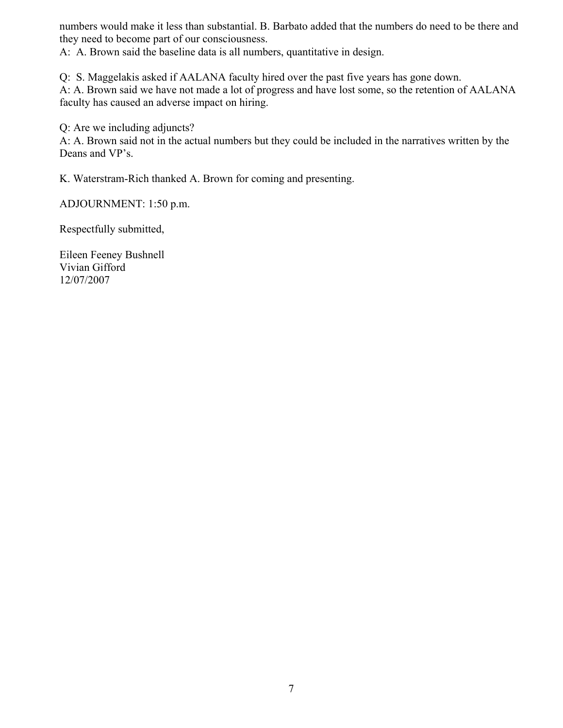numbers would make it less than substantial. B. Barbato added that the numbers do need to be there and they need to become part of our consciousness.
A: A. Brown said the baseline data is all numbers, quantitative in design.

Q: S. Maggelakis asked if AALANA faculty hired over the past five years has gone down.
A: A. Brown said we have not made a lot of progress and have lost some, so the retention of AALANA faculty has caused an adverse impact on hiring.

Q: Are we including adjuncts?
A: A. Brown said not in the actual numbers but they could be included in the narratives written by the Deans and VP's.

K. Waterstram-Rich thanked A. Brown for coming and presenting.

ADJOURNMENT: 1:50 p.m.

Respectfully submitted,

Eileen Feeney Bushnell
Vivian Gifford
12/07/2007